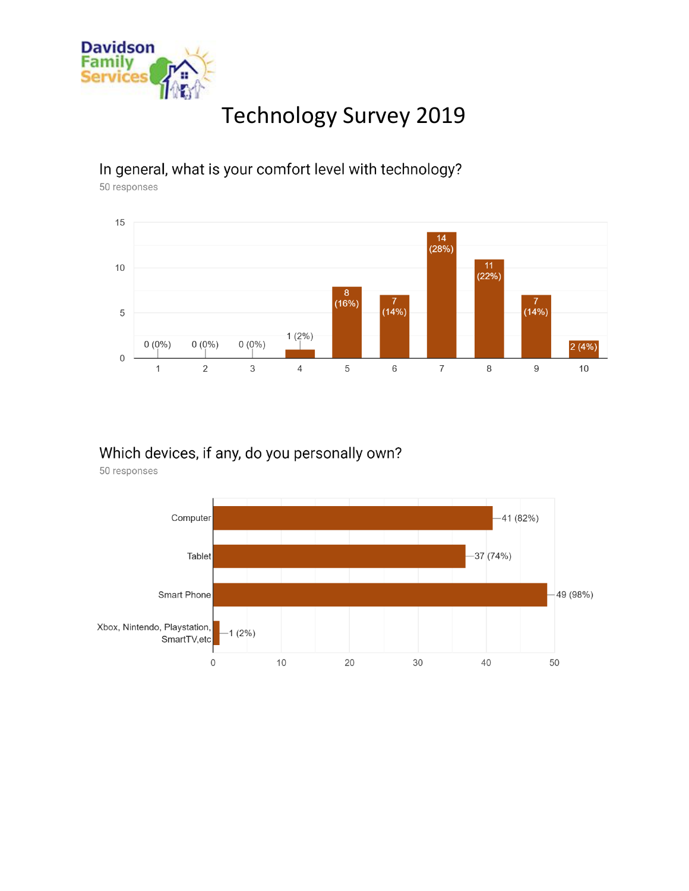Davidson Family Services

# Technology Survey 2019

## In general, what is your comfort level with technology?

50 responses

| Comfort level | Responses |
|---|---|
| 1 | 0 (0%) |
| 2 | 0 (0%) |
| 3 | 0 (0%) |
| 4 | 1 (2%) |
| 5 | 8 (16%) |
| 6 | 7 (14%) |
| 7 | 14 (28%) |
| 8 | 11 (22%) |
| 9 | 7 (14%) |
| 10 | 2 (4%) |

## Which devices, if any, do you personally own?

50 responses

| Device | Responses |
|---|---|
| Computer | 41 (82%) |
| Tablet | 37 (74%) |
| Smart Phone | 49 (98%) |
| Xbox, Nintendo, Playstation, SmartTV,etc | 1 (2%) |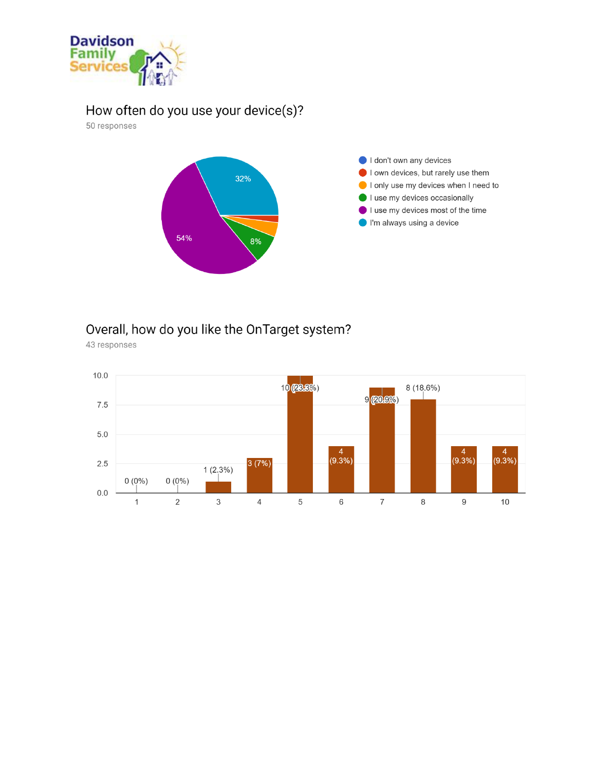## How often do you use your device(s)?

50 responses

| Response | Percentage |
|---|---|
| I don't own any devices | |
| I own devices, but rarely use them | |
| I only use my devices when I need to | |
| I use my devices occasionally | 8% |
| I use my devices most of the time | 54% |
| I'm always using a device | 32% |

## Overall, how do you like the OnTarget system?

43 responses

| Rating | Responses |
|---|---|
| 1 | 0 (0%) |
| 2 | 0 (0%) |
| 3 | 1 (2.3%) |
| 4 | 3 (7%) |
| 5 | 10 (23.3%) |
| 6 | 4 (9.3%) |
| 7 | 9 (20.9%) |
| 8 | 8 (18.6%) |
| 9 | 4 (9.3%) |
| 10 | 4 (9.3%) |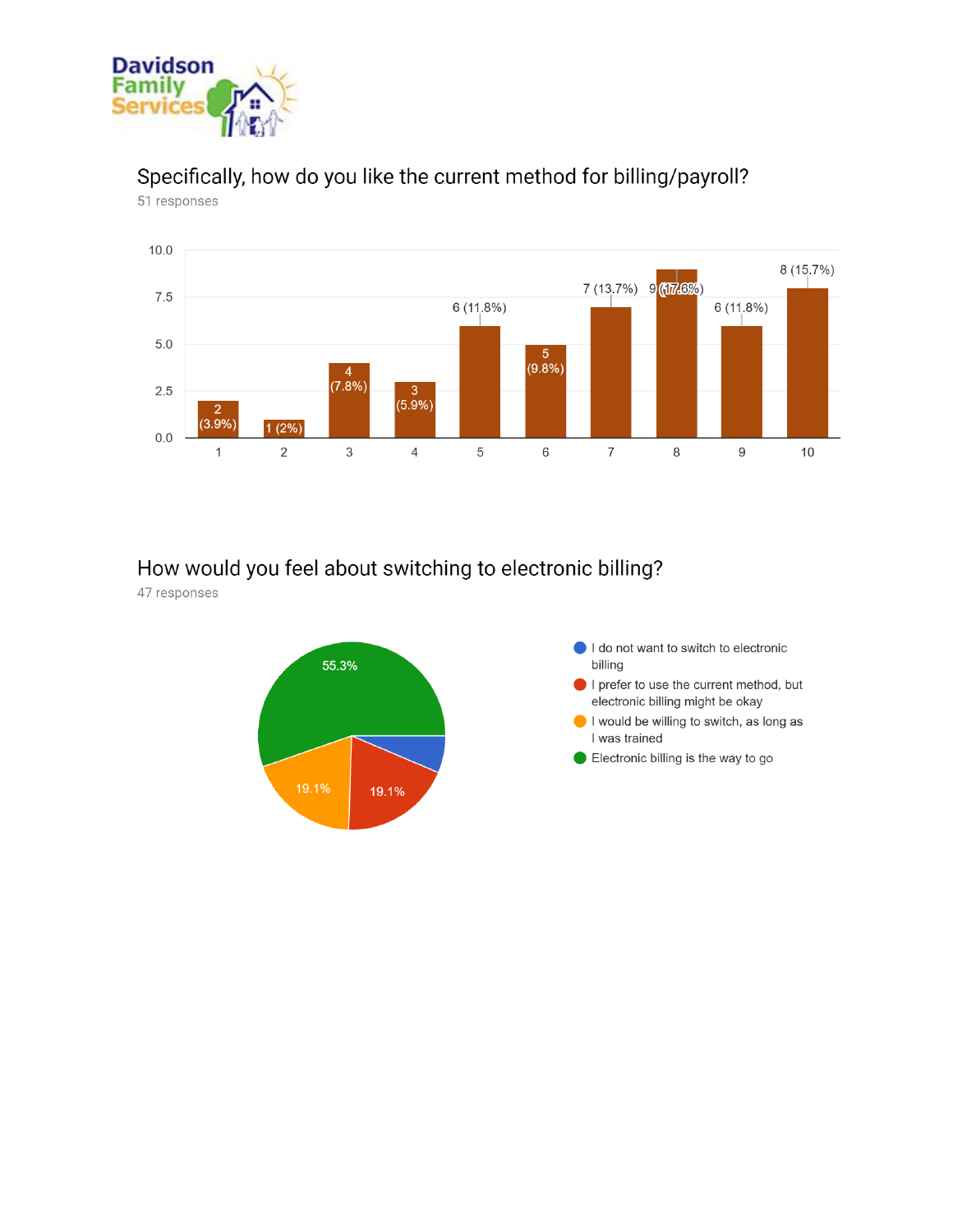Davidson Family Services

## Specifically, how do you like the current method for billing/payroll?

51 responses

| Rating | Responses |
|---|---|
| 1 | 2 (3.9%) |
| 2 | 1 (2%) |
| 3 | 4 (7.8%) |
| 4 | 3 (5.9%) |
| 5 | 6 (11.8%) |
| 6 | 5 (9.8%) |
| 7 | 7 (13.7%) |
| 8 | 9 (17.6%) |
| 9 | 6 (11.8%) |
| 10 | 8 (15.7%) |

## How would you feel about switching to electronic billing?

47 responses

| Response | Percentage |
|---|---|
| I do not want to switch to electronic billing | |
| I prefer to use the current method, but electronic billing might be okay | 19.1% |
| I would be willing to switch, as long as I was trained | 19.1% |
| Electronic billing is the way to go | 55.3% |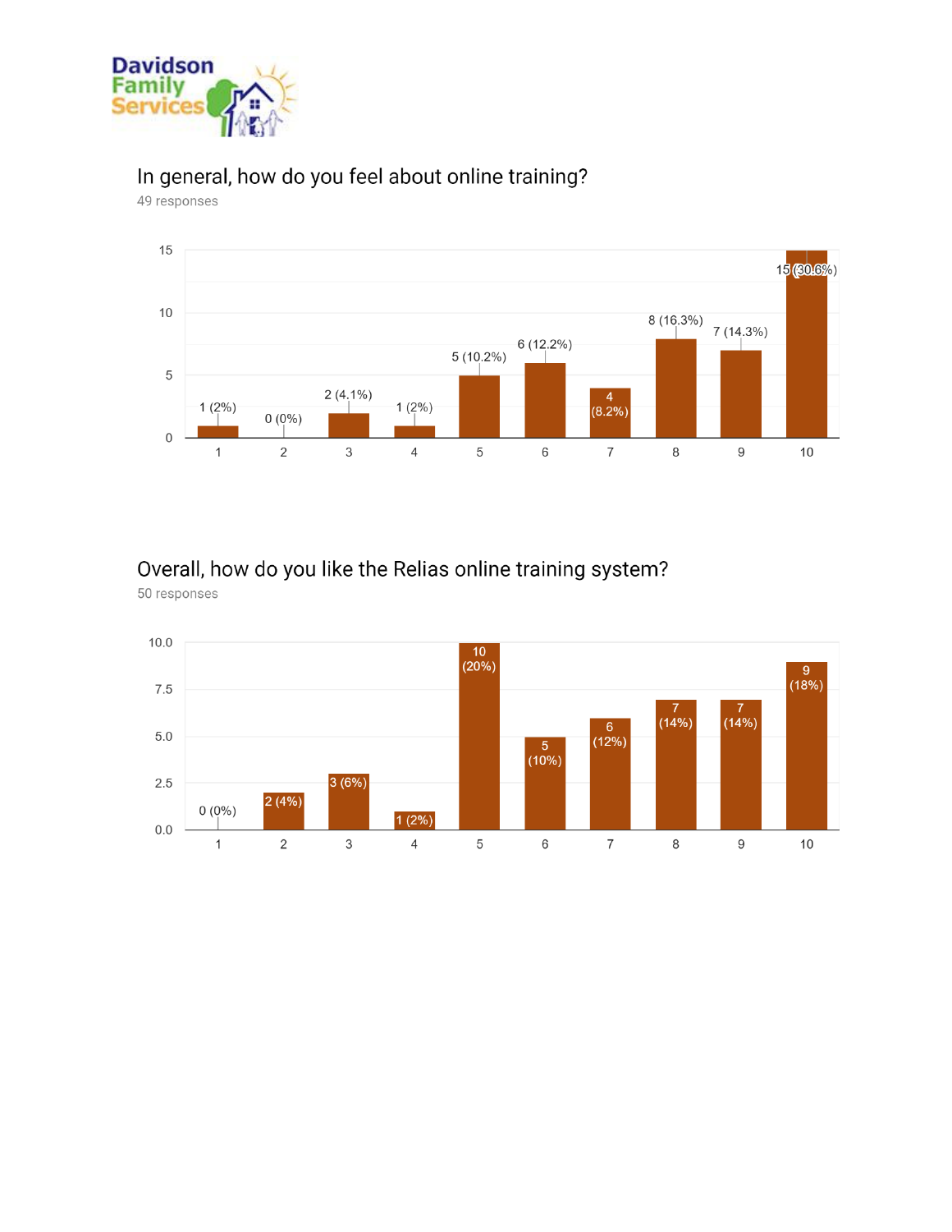Davidson Family Services

## In general, how do you feel about online training?

49 responses

| Rating | Responses |
|---|---|
| 1 | 1 (2%) |
| 2 | 0 (0%) |
| 3 | 2 (4.1%) |
| 4 | 1 (2%) |
| 5 | 5 (10.2%) |
| 6 | 6 (12.2%) |
| 7 | 4 (8.2%) |
| 8 | 8 (16.3%) |
| 9 | 7 (14.3%) |
| 10 | 15 (30.6%) |

## Overall, how do you like the Relias online training system?

50 responses

| Rating | Responses |
|---|---|
| 1 | 0 (0%) |
| 2 | 2 (4%) |
| 3 | 3 (6%) |
| 4 | 1 (2%) |
| 5 | 10 (20%) |
| 6 | 5 (10%) |
| 7 | 6 (12%) |
| 8 | 7 (14%) |
| 9 | 7 (14%) |
| 10 | 9 (18%) |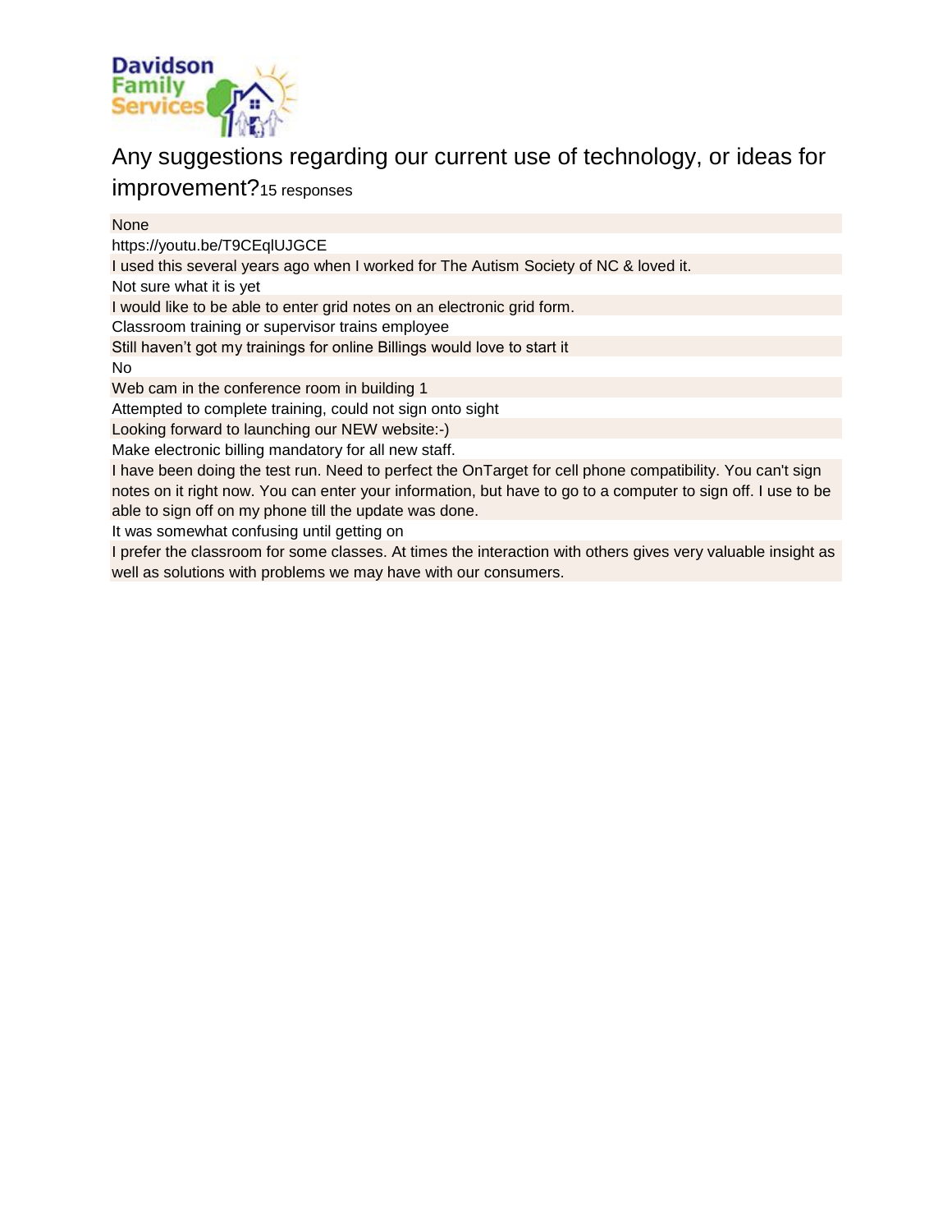Davidson Family Services

## Any suggestions regarding our current use of technology, or ideas for improvement?

15 responses

None

https://youtu.be/T9CEqlUJGCE

I used this several years ago when I worked for The Autism Society of NC & loved it.

Not sure what it is yet

I would like to be able to enter grid notes on an electronic grid form.

Classroom training or supervisor trains employee

Still haven't got my trainings for online Billings would love to start it

No

Web cam in the conference room in building 1

Attempted to complete training, could not sign onto sight

Looking forward to launching our NEW website:-)

Make electronic billing mandatory for all new staff.

I have been doing the test run. Need to perfect the OnTarget for cell phone compatibility. You can't sign notes on it right now. You can enter your information, but have to go to a computer to sign off. I use to be able to sign off on my phone till the update was done.

It was somewhat confusing until getting on

I prefer the classroom for some classes. At times the interaction with others gives very valuable insight as well as solutions with problems we may have with our consumers.